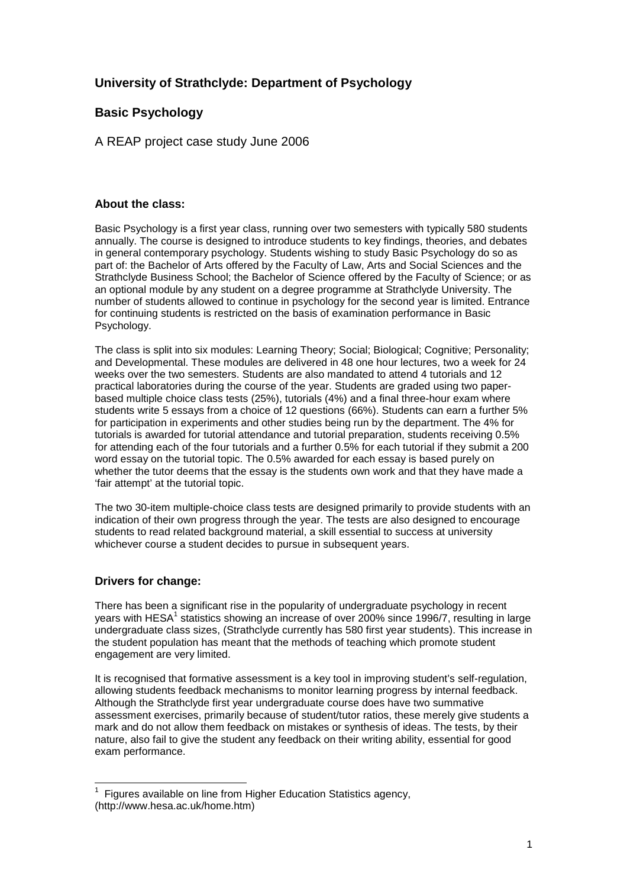## University of Strathclyde: Department of Psychology

## Basic Psychology

A REAP project case study June 2006

### About the class:

Basic Psychology is a first year class, running over two semesters with typically 580 students annually. The course is designed to introduce students to key findings, theories, and debates in general contemporary psychology. Students wishing to study Basic Psychology do so as part of: the Bachelor of Arts offered by the Faculty of Law, Arts and Social Sciences and the Strathclyde Business School; the Bachelor of Science offered by the Faculty of Science; or as an optional module by any student on a degree programme at Strathclyde University. The number of students allowed to continue in psychology for the second year is limited. Entrance for continuing students is restricted on the basis of examination performance in Basic Psychology.

The class is split into six modules: Learning Theory; Social; Biological; Cognitive; Personality; and Developmental. These modules are delivered in 48 one hour lectures, two a week for 24 weeks over the two semesters. Students are also mandated to attend 4 tutorials and 12 practical laboratories during the course of the year. Students are graded using two paper-based multiple choice class tests (25%), tutorials (4%) and a final three-hour exam where students write 5 essays from a choice of 12 questions (66%). Students can earn a further 5% for participation in experiments and other studies being run by the department. The 4% for tutorials is awarded for tutorial attendance and tutorial preparation, students receiving 0.5% for attending each of the four tutorials and a further 0.5% for each tutorial if they submit a 200 word essay on the tutorial topic. The 0.5% awarded for each essay is based purely on whether the tutor deems that the essay is the students own work and that they have made a 'fair attempt' at the tutorial topic.

The two 30-item multiple-choice class tests are designed primarily to provide students with an indication of their own progress through the year. The tests are also designed to encourage students to read related background material, a skill essential to success at university whichever course a student decides to pursue in subsequent years.

### Drivers for change:

There has been a significant rise in the popularity of undergraduate psychology in recent years with HESA[1] statistics showing an increase of over 200% since 1996/7, resulting in large undergraduate class sizes, (Strathclyde currently has 580 first year students). This increase in the student population has meant that the methods of teaching which promote student engagement are very limited.

It is recognised that formative assessment is a key tool in improving student's self-regulation, allowing students feedback mechanisms to monitor learning progress by internal feedback. Although the Strathclyde first year undergraduate course does have two summative assessment exercises, primarily because of student/tutor ratios, these merely give students a mark and do not allow them feedback on mistakes or synthesis of ideas. The tests, by their nature, also fail to give the student any feedback on their writing ability, essential for good exam performance.

---

[1] Figures available on line from Higher Education Statistics agency, (http://www.hesa.ac.uk/home.htm)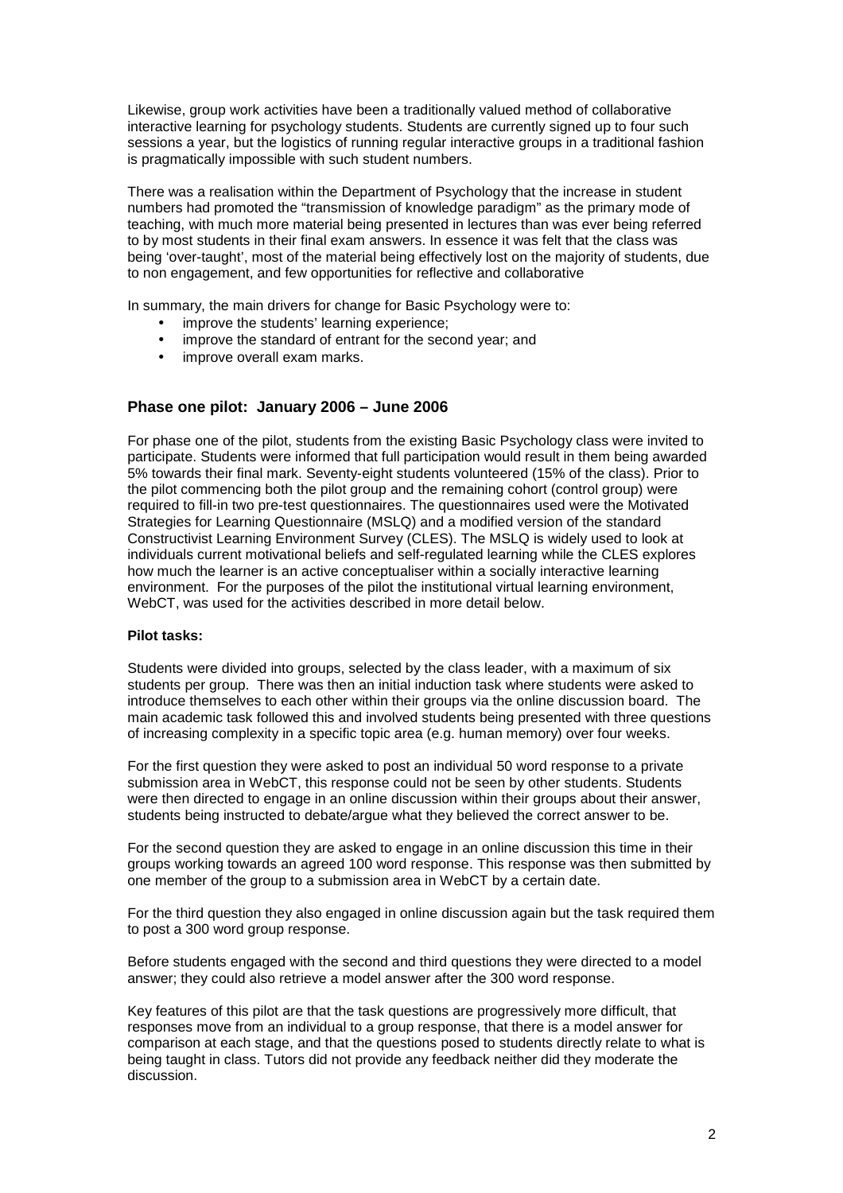Likewise, group work activities have been a traditionally valued method of collaborative interactive learning for psychology students. Students are currently signed up to four such sessions a year, but the logistics of running regular interactive groups in a traditional fashion is pragmatically impossible with such student numbers.

There was a realisation within the Department of Psychology that the increase in student numbers had promoted the "transmission of knowledge paradigm" as the primary mode of teaching, with much more material being presented in lectures than was ever being referred to by most students in their final exam answers. In essence it was felt that the class was being 'over-taught', most of the material being effectively lost on the majority of students, due to non engagement, and few opportunities for reflective and collaborative

In summary, the main drivers for change for Basic Psychology were to:

- improve the students' learning experience;
- improve the standard of entrant for the second year; and
- improve overall exam marks.

## Phase one pilot: January 2006 – June 2006

For phase one of the pilot, students from the existing Basic Psychology class were invited to participate. Students were informed that full participation would result in them being awarded 5% towards their final mark. Seventy-eight students volunteered (15% of the class). Prior to the pilot commencing both the pilot group and the remaining cohort (control group) were required to fill-in two pre-test questionnaires. The questionnaires used were the Motivated Strategies for Learning Questionnaire (MSLQ) and a modified version of the standard Constructivist Learning Environment Survey (CLES). The MSLQ is widely used to look at individuals current motivational beliefs and self-regulated learning while the CLES explores how much the learner is an active conceptualiser within a socially interactive learning environment. For the purposes of the pilot the institutional virtual learning environment, WebCT, was used for the activities described in more detail below.

**Pilot tasks:**

Students were divided into groups, selected by the class leader, with a maximum of six students per group. There was then an initial induction task where students were asked to introduce themselves to each other within their groups via the online discussion board. The main academic task followed this and involved students being presented with three questions of increasing complexity in a specific topic area (e.g. human memory) over four weeks.

For the first question they were asked to post an individual 50 word response to a private submission area in WebCT, this response could not be seen by other students. Students were then directed to engage in an online discussion within their groups about their answer, students being instructed to debate/argue what they believed the correct answer to be.

For the second question they are asked to engage in an online discussion this time in their groups working towards an agreed 100 word response. This response was then submitted by one member of the group to a submission area in WebCT by a certain date.

For the third question they also engaged in online discussion again but the task required them to post a 300 word group response.

Before students engaged with the second and third questions they were directed to a model answer; they could also retrieve a model answer after the 300 word response.

Key features of this pilot are that the task questions are progressively more difficult, that responses move from an individual to a group response, that there is a model answer for comparison at each stage, and that the questions posed to students directly relate to what is being taught in class. Tutors did not provide any feedback neither did they moderate the discussion.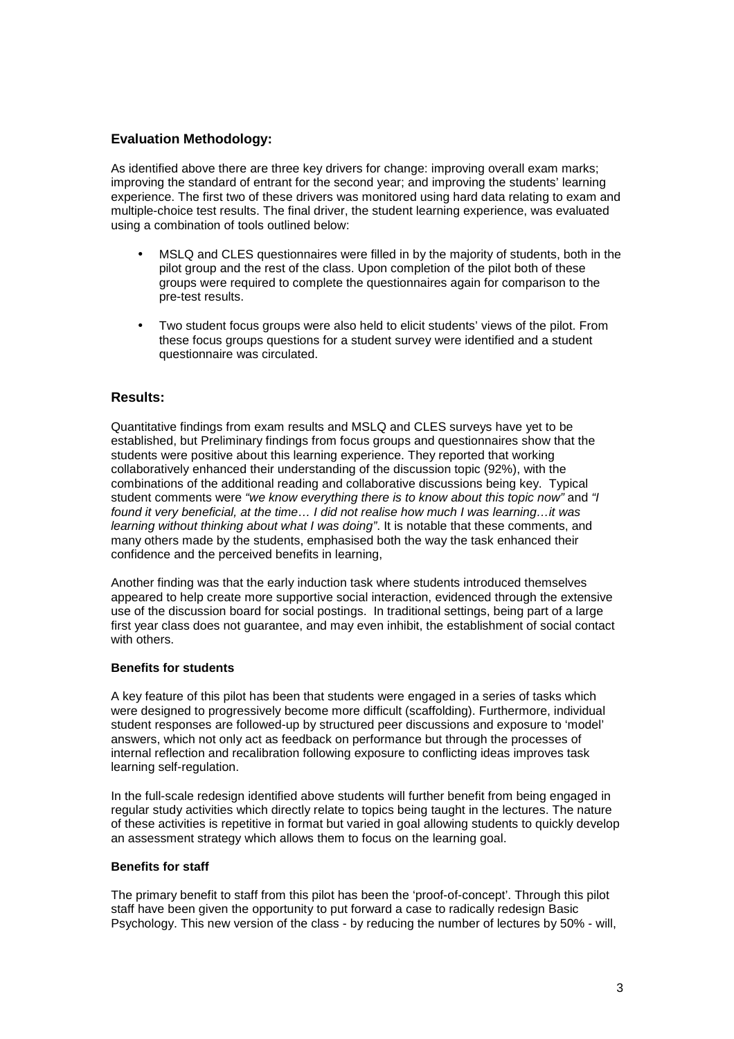## Evaluation Methodology:

As identified above there are three key drivers for change: improving overall exam marks; improving the standard of entrant for the second year; and improving the students' learning experience. The first two of these drivers was monitored using hard data relating to exam and multiple-choice test results. The final driver, the student learning experience, was evaluated using a combination of tools outlined below:

- MSLQ and CLES questionnaires were filled in by the majority of students, both in the pilot group and the rest of the class. Upon completion of the pilot both of these groups were required to complete the questionnaires again for comparison to the pre-test results.
- Two student focus groups were also held to elicit students' views of the pilot. From these focus groups questions for a student survey were identified and a student questionnaire was circulated.

## Results:

Quantitative findings from exam results and MSLQ and CLES surveys have yet to be established, but Preliminary findings from focus groups and questionnaires show that the students were positive about this learning experience. They reported that working collaboratively enhanced their understanding of the discussion topic (92%), with the combinations of the additional reading and collaborative discussions being key. Typical student comments were *"we know everything there is to know about this topic now"* and *"I found it very beneficial, at the time… I did not realise how much I was learning…it was learning without thinking about what I was doing"*. It is notable that these comments, and many others made by the students, emphasised both the way the task enhanced their confidence and the perceived benefits in learning,

Another finding was that the early induction task where students introduced themselves appeared to help create more supportive social interaction, evidenced through the extensive use of the discussion board for social postings. In traditional settings, being part of a large first year class does not guarantee, and may even inhibit, the establishment of social contact with others.

### Benefits for students

A key feature of this pilot has been that students were engaged in a series of tasks which were designed to progressively become more difficult (scaffolding). Furthermore, individual student responses are followed-up by structured peer discussions and exposure to 'model' answers, which not only act as feedback on performance but through the processes of internal reflection and recalibration following exposure to conflicting ideas improves task learning self-regulation.

In the full-scale redesign identified above students will further benefit from being engaged in regular study activities which directly relate to topics being taught in the lectures. The nature of these activities is repetitive in format but varied in goal allowing students to quickly develop an assessment strategy which allows them to focus on the learning goal.

### Benefits for staff

The primary benefit to staff from this pilot has been the 'proof-of-concept'. Through this pilot staff have been given the opportunity to put forward a case to radically redesign Basic Psychology. This new version of the class - by reducing the number of lectures by 50% - will,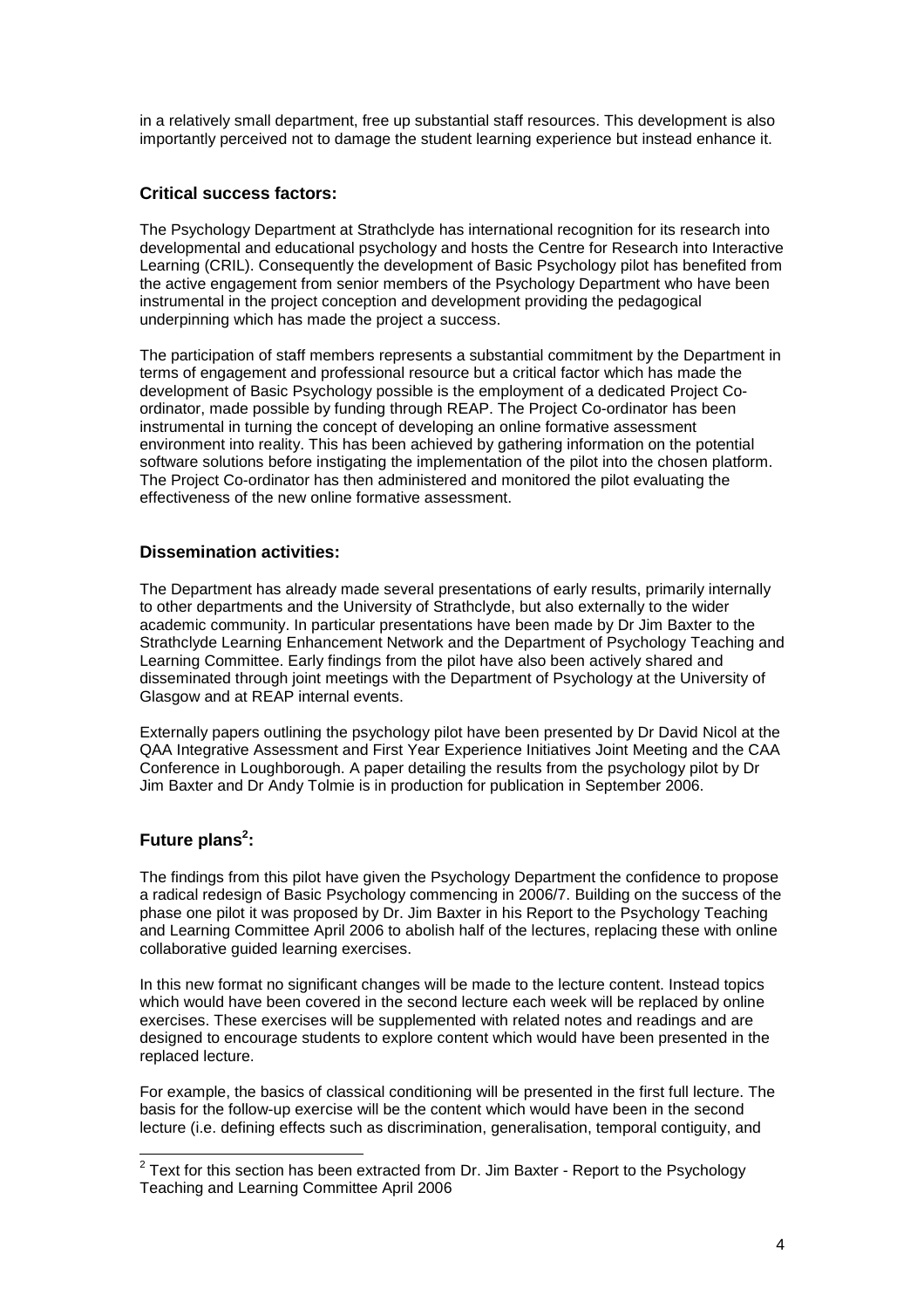in a relatively small department, free up substantial staff resources. This development is also importantly perceived not to damage the student learning experience but instead enhance it.

## Critical success factors:

The Psychology Department at Strathclyde has international recognition for its research into developmental and educational psychology and hosts the Centre for Research into Interactive Learning (CRIL). Consequently the development of Basic Psychology pilot has benefited from the active engagement from senior members of the Psychology Department who have been instrumental in the project conception and development providing the pedagogical underpinning which has made the project a success.

The participation of staff members represents a substantial commitment by the Department in terms of engagement and professional resource but a critical factor which has made the development of Basic Psychology possible is the employment of a dedicated Project Co-ordinator, made possible by funding through REAP. The Project Co-ordinator has been instrumental in turning the concept of developing an online formative assessment environment into reality. This has been achieved by gathering information on the potential software solutions before instigating the implementation of the pilot into the chosen platform. The Project Co-ordinator has then administered and monitored the pilot evaluating the effectiveness of the new online formative assessment.

## Dissemination activities:

The Department has already made several presentations of early results, primarily internally to other departments and the University of Strathclyde, but also externally to the wider academic community. In particular presentations have been made by Dr Jim Baxter to the Strathclyde Learning Enhancement Network and the Department of Psychology Teaching and Learning Committee. Early findings from the pilot have also been actively shared and disseminated through joint meetings with the Department of Psychology at the University of Glasgow and at REAP internal events.

Externally papers outlining the psychology pilot have been presented by Dr David Nicol at the QAA Integrative Assessment and First Year Experience Initiatives Joint Meeting and the CAA Conference in Loughborough. A paper detailing the results from the psychology pilot by Dr Jim Baxter and Dr Andy Tolmie is in production for publication in September 2006.

## Future plans[2]:

The findings from this pilot have given the Psychology Department the confidence to propose a radical redesign of Basic Psychology commencing in 2006/7. Building on the success of the phase one pilot it was proposed by Dr. Jim Baxter in his Report to the Psychology Teaching and Learning Committee April 2006 to abolish half of the lectures, replacing these with online collaborative guided learning exercises.

In this new format no significant changes will be made to the lecture content. Instead topics which would have been covered in the second lecture each week will be replaced by online exercises. These exercises will be supplemented with related notes and readings and are designed to encourage students to explore content which would have been presented in the replaced lecture.

For example, the basics of classical conditioning will be presented in the first full lecture. The basis for the follow-up exercise will be the content which would have been in the second lecture (i.e. defining effects such as discrimination, generalisation, temporal contiguity, and

[2] Text for this section has been extracted from Dr. Jim Baxter - Report to the Psychology Teaching and Learning Committee April 2006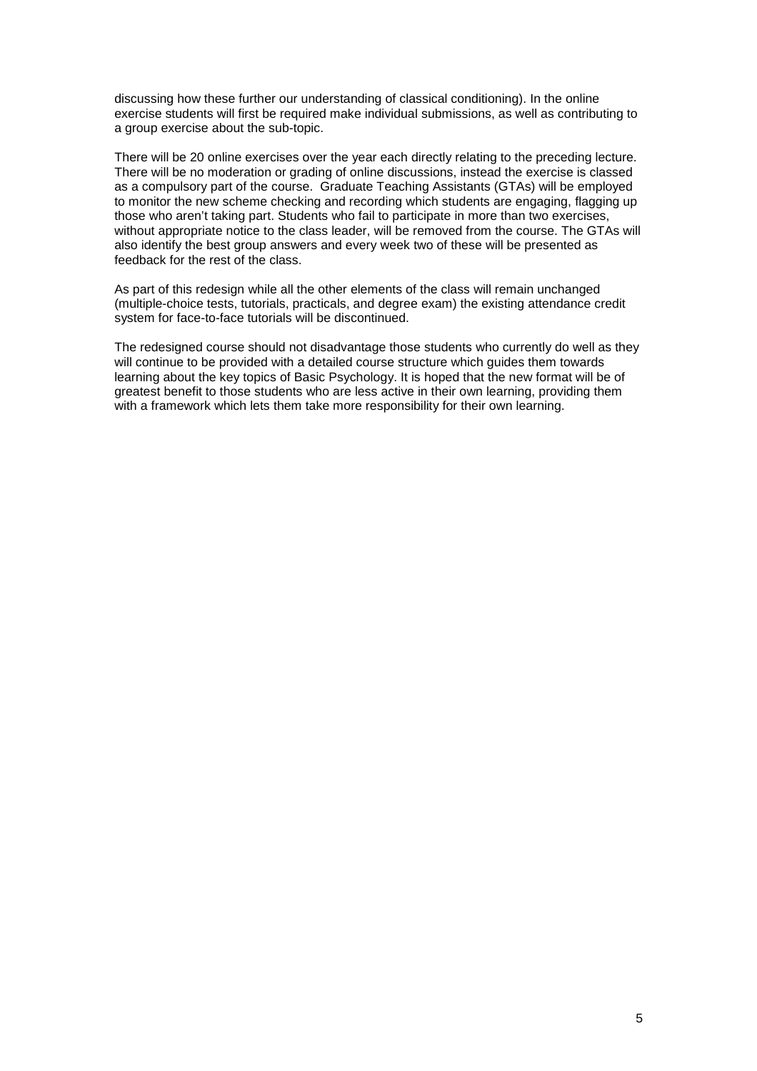discussing how these further our understanding of classical conditioning). In the online exercise students will first be required make individual submissions, as well as contributing to a group exercise about the sub-topic.

There will be 20 online exercises over the year each directly relating to the preceding lecture. There will be no moderation or grading of online discussions, instead the exercise is classed as a compulsory part of the course. Graduate Teaching Assistants (GTAs) will be employed to monitor the new scheme checking and recording which students are engaging, flagging up those who aren't taking part. Students who fail to participate in more than two exercises, without appropriate notice to the class leader, will be removed from the course. The GTAs will also identify the best group answers and every week two of these will be presented as feedback for the rest of the class.

As part of this redesign while all the other elements of the class will remain unchanged (multiple-choice tests, tutorials, practicals, and degree exam) the existing attendance credit system for face-to-face tutorials will be discontinued.

The redesigned course should not disadvantage those students who currently do well as they will continue to be provided with a detailed course structure which guides them towards learning about the key topics of Basic Psychology. It is hoped that the new format will be of greatest benefit to those students who are less active in their own learning, providing them with a framework which lets them take more responsibility for their own learning.